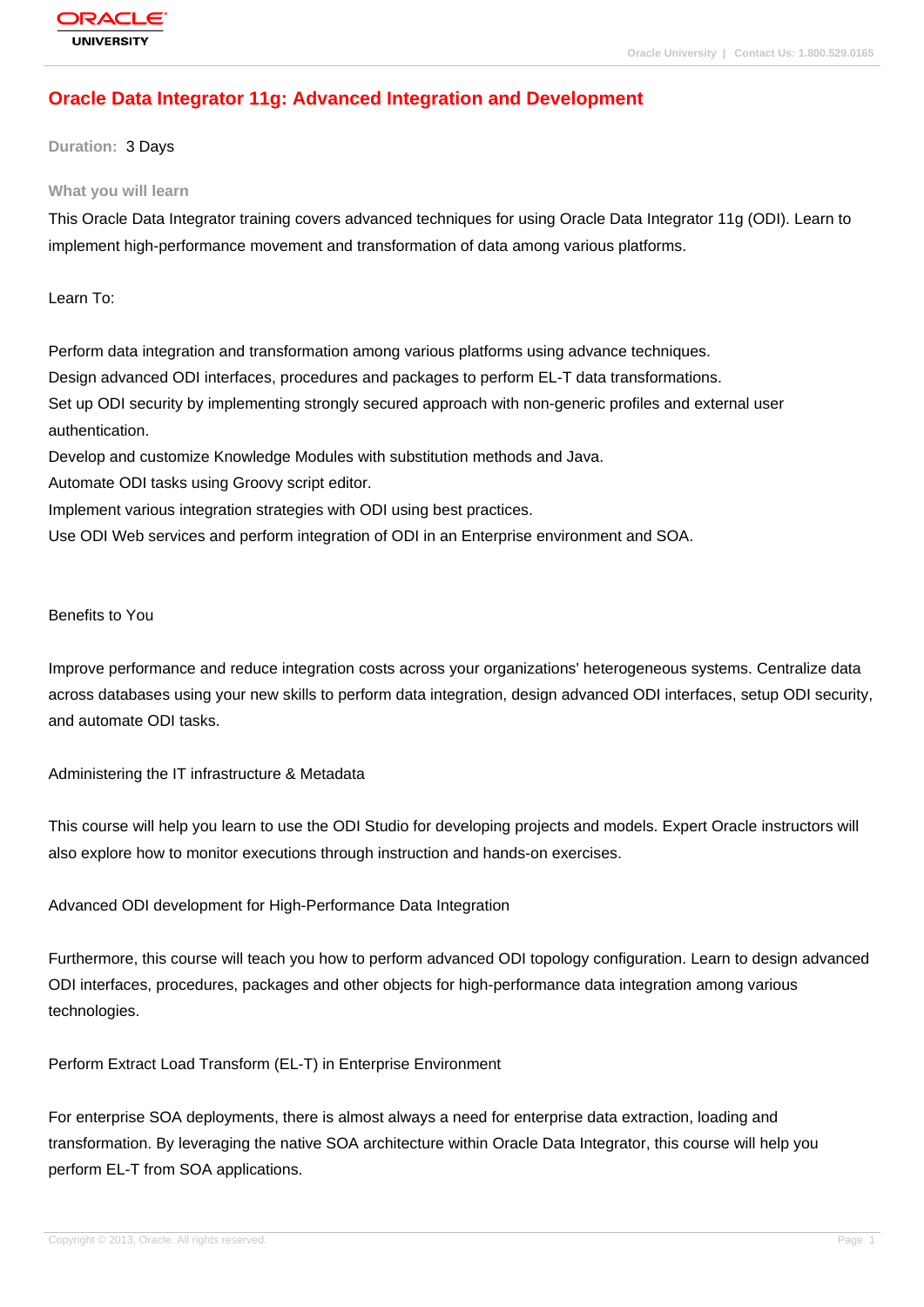# Oracle Data Integrator 11g: Advanced Integration and Development

**Duration:** 3 Days

**What you will learn**

This Oracle Data Integrator training covers advanced techniques for using Oracle Data Integrator 11g (ODI). Learn to implement high-performance movement and transformation of data among various platforms.

Learn To:

Perform data integration and transformation among various platforms using advance techniques.
Design advanced ODI interfaces, procedures and packages to perform EL-T data transformations.
Set up ODI security by implementing strongly secured approach with non-generic profiles and external user authentication.
Develop and customize Knowledge Modules with substitution methods and Java.
Automate ODI tasks using Groovy script editor.
Implement various integration strategies with ODI using best practices.
Use ODI Web services and perform integration of ODI in an Enterprise environment and SOA.

Benefits to You

Improve performance and reduce integration costs across your organizations' heterogeneous systems. Centralize data across databases using your new skills to perform data integration, design advanced ODI interfaces, setup ODI security, and automate ODI tasks.

Administering the IT infrastructure & Metadata

This course will help you learn to use the ODI Studio for developing projects and models. Expert Oracle instructors will also explore how to monitor executions through instruction and hands-on exercises.

Advanced ODI development for High-Performance Data Integration

Furthermore, this course will teach you how to perform advanced ODI topology configuration. Learn to design advanced ODI interfaces, procedures, packages and other objects for high-performance data integration among various technologies.

Perform Extract Load Transform (EL-T) in Enterprise Environment

For enterprise SOA deployments, there is almost always a need for enterprise data extraction, loading and transformation. By leveraging the native SOA architecture within Oracle Data Integrator, this course will help you perform EL-T from SOA applications.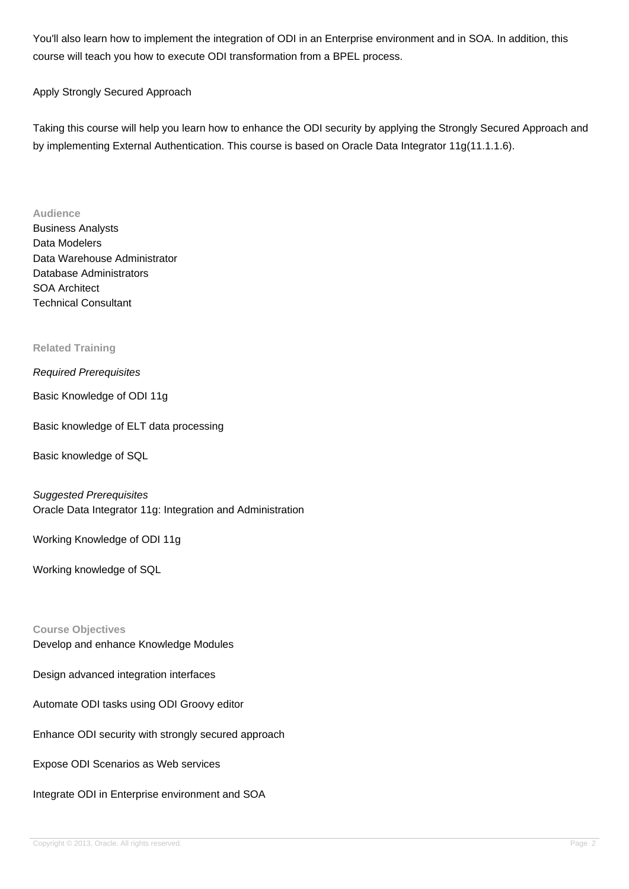You'll also learn how to implement the integration of ODI in an Enterprise environment and in SOA. In addition, this course will teach you how to execute ODI transformation from a BPEL process.

Apply Strongly Secured Approach

Taking this course will help you learn how to enhance the ODI security by applying the Strongly Secured Approach and by implementing External Authentication. This course is based on Oracle Data Integrator 11g(11.1.1.6).

### Audience

Business Analysts
Data Modelers
Data Warehouse Administrator
Database Administrators
SOA Architect
Technical Consultant

### Related Training

*Required Prerequisites*

Basic Knowledge of ODI 11g

Basic knowledge of ELT data processing

Basic knowledge of SQL

*Suggested Prerequisites*
Oracle Data Integrator 11g: Integration and Administration

Working Knowledge of ODI 11g

Working knowledge of SQL

### Course Objectives

Develop and enhance Knowledge Modules

Design advanced integration interfaces

Automate ODI tasks using ODI Groovy editor

Enhance ODI security with strongly secured approach

Expose ODI Scenarios as Web services

Integrate ODI in Enterprise environment and SOA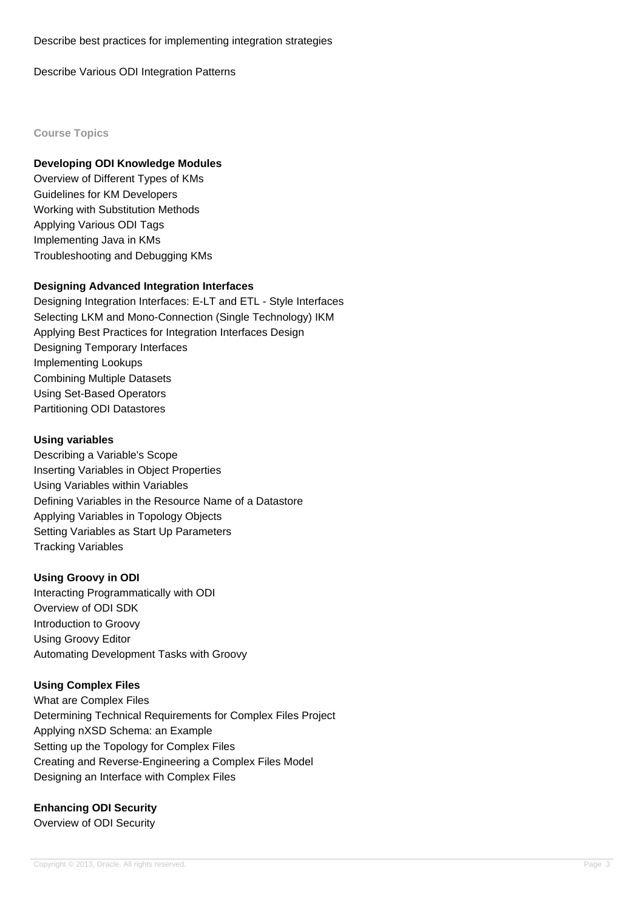Describe best practices for implementing integration strategies

Describe Various ODI Integration Patterns

## Course Topics

### Developing ODI Knowledge Modules

Overview of Different Types of KMs
Guidelines for KM Developers
Working with Substitution Methods
Applying Various ODI Tags
Implementing Java in KMs
Troubleshooting and Debugging KMs

### Designing Advanced Integration Interfaces

Designing Integration Interfaces: E-LT and ETL - Style Interfaces
Selecting LKM and Mono-Connection (Single Technology) IKM
Applying Best Practices for Integration Interfaces Design
Designing Temporary Interfaces
Implementing Lookups
Combining Multiple Datasets
Using Set-Based Operators
Partitioning ODI Datastores

### Using variables

Describing a Variable's Scope
Inserting Variables in Object Properties
Using Variables within Variables
Defining Variables in the Resource Name of a Datastore
Applying Variables in Topology Objects
Setting Variables as Start Up Parameters
Tracking Variables

### Using Groovy in ODI

Interacting Programmatically with ODI
Overview of ODI SDK
Introduction to Groovy
Using Groovy Editor
Automating Development Tasks with Groovy

### Using Complex Files

What are Complex Files
Determining Technical Requirements for Complex Files Project
Applying nXSD Schema: an Example
Setting up the Topology for Complex Files
Creating and Reverse-Engineering a Complex Files Model
Designing an Interface with Complex Files

### Enhancing ODI Security

Overview of ODI Security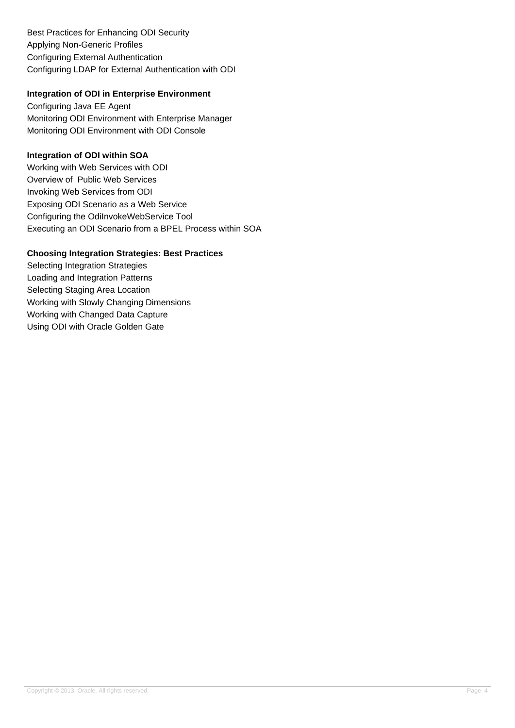Best Practices for Enhancing ODI Security
Applying Non-Generic Profiles
Configuring External Authentication
Configuring LDAP for External Authentication with ODI

**Integration of ODI in Enterprise Environment**

Configuring Java EE Agent
Monitoring ODI Environment with Enterprise Manager
Monitoring ODI Environment with ODI Console

**Integration of ODI within SOA**

Working with Web Services with ODI
Overview of  Public Web Services
Invoking Web Services from ODI
Exposing ODI Scenario as a Web Service
Configuring the OdiInvokeWebService Tool
Executing an ODI Scenario from a BPEL Process within SOA

**Choosing Integration Strategies: Best Practices**

Selecting Integration Strategies
Loading and Integration Patterns
Selecting Staging Area Location
Working with Slowly Changing Dimensions
Working with Changed Data Capture
Using ODI with Oracle Golden Gate